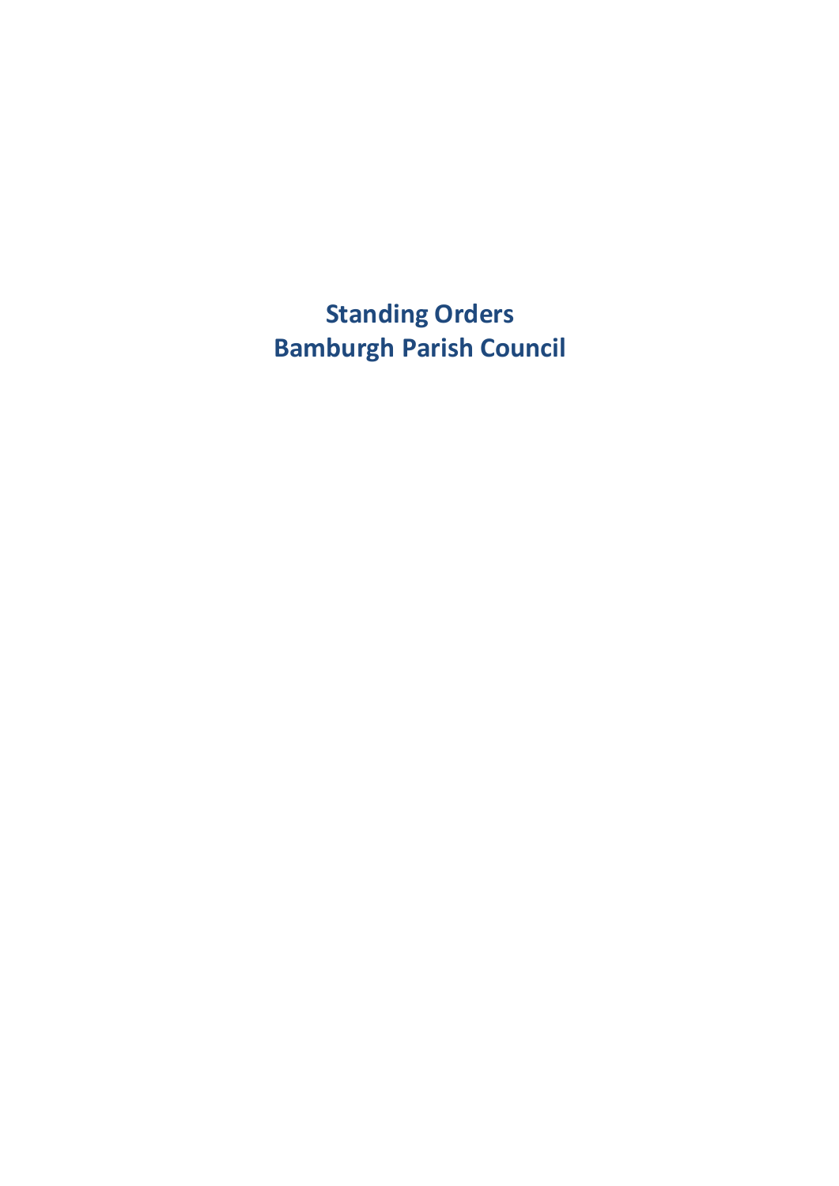# Standing Orders
# Bamburgh Parish Council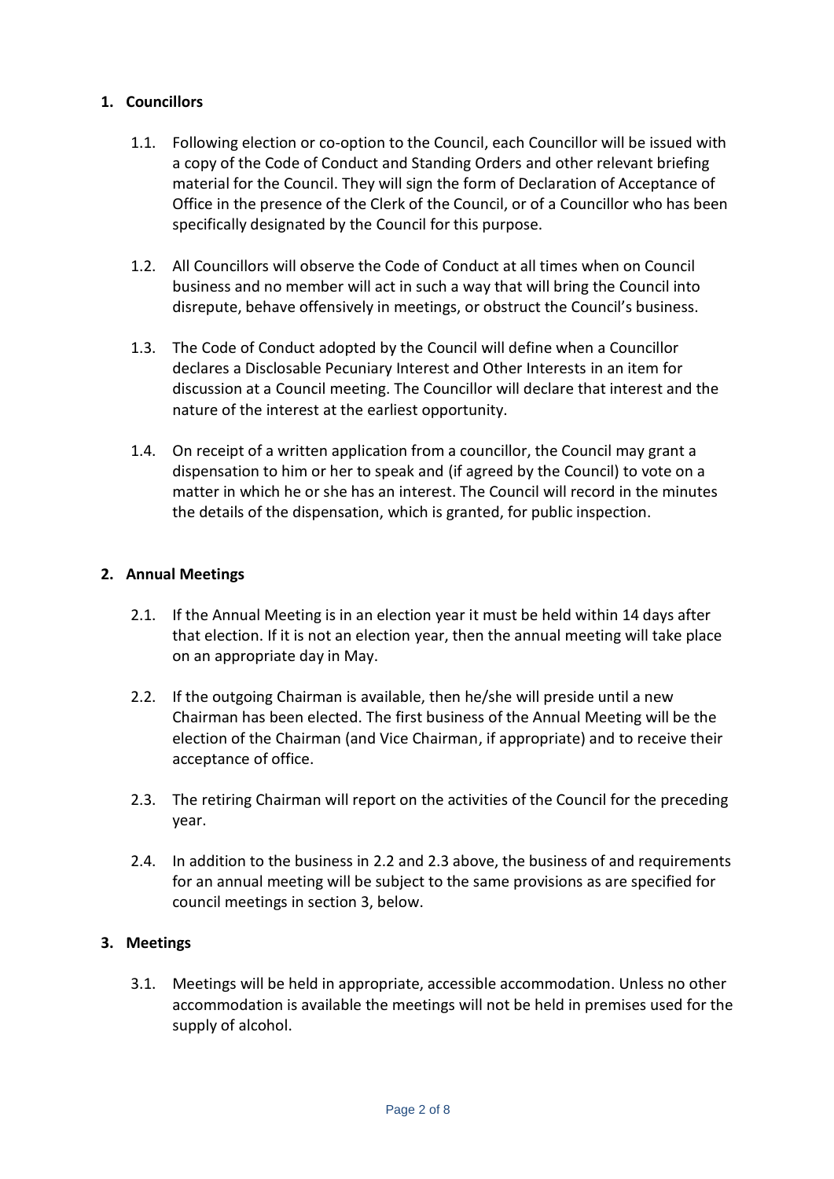## 1. Councillors

1.1. Following election or co-option to the Council, each Councillor will be issued with a copy of the Code of Conduct and Standing Orders and other relevant briefing material for the Council. They will sign the form of Declaration of Acceptance of Office in the presence of the Clerk of the Council, or of a Councillor who has been specifically designated by the Council for this purpose.

1.2. All Councillors will observe the Code of Conduct at all times when on Council business and no member will act in such a way that will bring the Council into disrepute, behave offensively in meetings, or obstruct the Council's business.

1.3. The Code of Conduct adopted by the Council will define when a Councillor declares a Disclosable Pecuniary Interest and Other Interests in an item for discussion at a Council meeting. The Councillor will declare that interest and the nature of the interest at the earliest opportunity.

1.4. On receipt of a written application from a councillor, the Council may grant a dispensation to him or her to speak and (if agreed by the Council) to vote on a matter in which he or she has an interest. The Council will record in the minutes the details of the dispensation, which is granted, for public inspection.

## 2. Annual Meetings

2.1. If the Annual Meeting is in an election year it must be held within 14 days after that election. If it is not an election year, then the annual meeting will take place on an appropriate day in May.

2.2. If the outgoing Chairman is available, then he/she will preside until a new Chairman has been elected. The first business of the Annual Meeting will be the election of the Chairman (and Vice Chairman, if appropriate) and to receive their acceptance of office.

2.3. The retiring Chairman will report on the activities of the Council for the preceding year.

2.4. In addition to the business in 2.2 and 2.3 above, the business of and requirements for an annual meeting will be subject to the same provisions as are specified for council meetings in section 3, below.

## 3. Meetings

3.1. Meetings will be held in appropriate, accessible accommodation. Unless no other accommodation is available the meetings will not be held in premises used for the supply of alcohol.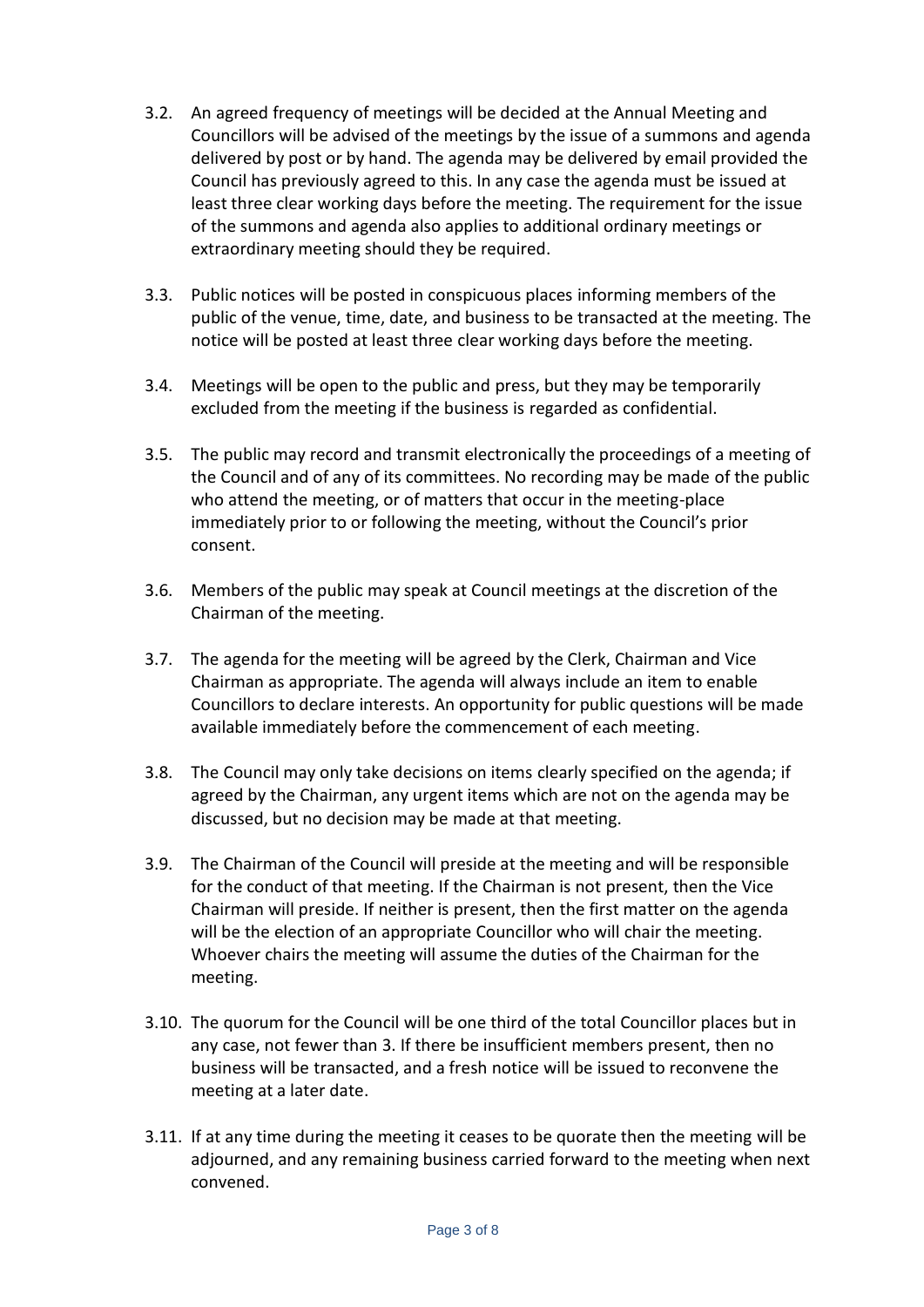3.2. An agreed frequency of meetings will be decided at the Annual Meeting and Councillors will be advised of the meetings by the issue of a summons and agenda delivered by post or by hand. The agenda may be delivered by email provided the Council has previously agreed to this. In any case the agenda must be issued at least three clear working days before the meeting. The requirement for the issue of the summons and agenda also applies to additional ordinary meetings or extraordinary meeting should they be required.

3.3. Public notices will be posted in conspicuous places informing members of the public of the venue, time, date, and business to be transacted at the meeting. The notice will be posted at least three clear working days before the meeting.

3.4. Meetings will be open to the public and press, but they may be temporarily excluded from the meeting if the business is regarded as confidential.

3.5. The public may record and transmit electronically the proceedings of a meeting of the Council and of any of its committees. No recording may be made of the public who attend the meeting, or of matters that occur in the meeting-place immediately prior to or following the meeting, without the Council's prior consent.

3.6. Members of the public may speak at Council meetings at the discretion of the Chairman of the meeting.

3.7. The agenda for the meeting will be agreed by the Clerk, Chairman and Vice Chairman as appropriate. The agenda will always include an item to enable Councillors to declare interests. An opportunity for public questions will be made available immediately before the commencement of each meeting.

3.8. The Council may only take decisions on items clearly specified on the agenda; if agreed by the Chairman, any urgent items which are not on the agenda may be discussed, but no decision may be made at that meeting.

3.9. The Chairman of the Council will preside at the meeting and will be responsible for the conduct of that meeting. If the Chairman is not present, then the Vice Chairman will preside. If neither is present, then the first matter on the agenda will be the election of an appropriate Councillor who will chair the meeting. Whoever chairs the meeting will assume the duties of the Chairman for the meeting.

3.10. The quorum for the Council will be one third of the total Councillor places but in any case, not fewer than 3. If there be insufficient members present, then no business will be transacted, and a fresh notice will be issued to reconvene the meeting at a later date.

3.11. If at any time during the meeting it ceases to be quorate then the meeting will be adjourned, and any remaining business carried forward to the meeting when next convened.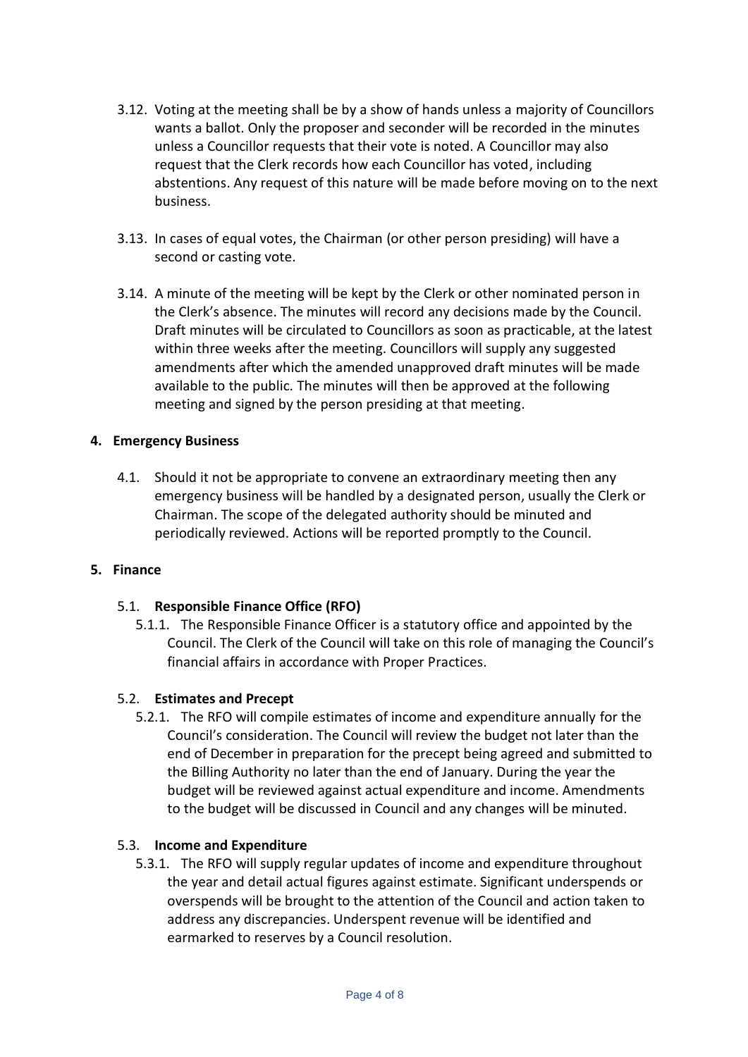3.12. Voting at the meeting shall be by a show of hands unless a majority of Councillors wants a ballot. Only the proposer and seconder will be recorded in the minutes unless a Councillor requests that their vote is noted. A Councillor may also request that the Clerk records how each Councillor has voted, including abstentions. Any request of this nature will be made before moving on to the next business.

3.13. In cases of equal votes, the Chairman (or other person presiding) will have a second or casting vote.

3.14. A minute of the meeting will be kept by the Clerk or other nominated person in the Clerk's absence. The minutes will record any decisions made by the Council. Draft minutes will be circulated to Councillors as soon as practicable, at the latest within three weeks after the meeting. Councillors will supply any suggested amendments after which the amended unapproved draft minutes will be made available to the public. The minutes will then be approved at the following meeting and signed by the person presiding at that meeting.

**4. Emergency Business**

4.1. Should it not be appropriate to convene an extraordinary meeting then any emergency business will be handled by a designated person, usually the Clerk or Chairman. The scope of the delegated authority should be minuted and periodically reviewed. Actions will be reported promptly to the Council.

**5. Finance**

5.1. **Responsible Finance Office (RFO)**

5.1.1. The Responsible Finance Officer is a statutory office and appointed by the Council. The Clerk of the Council will take on this role of managing the Council's financial affairs in accordance with Proper Practices.

5.2. **Estimates and Precept**

5.2.1. The RFO will compile estimates of income and expenditure annually for the Council's consideration. The Council will review the budget not later than the end of December in preparation for the precept being agreed and submitted to the Billing Authority no later than the end of January. During the year the budget will be reviewed against actual expenditure and income. Amendments to the budget will be discussed in Council and any changes will be minuted.

5.3. **Income and Expenditure**

5.3.1. The RFO will supply regular updates of income and expenditure throughout the year and detail actual figures against estimate. Significant underspends or overspends will be brought to the attention of the Council and action taken to address any discrepancies. Underspent revenue will be identified and earmarked to reserves by a Council resolution.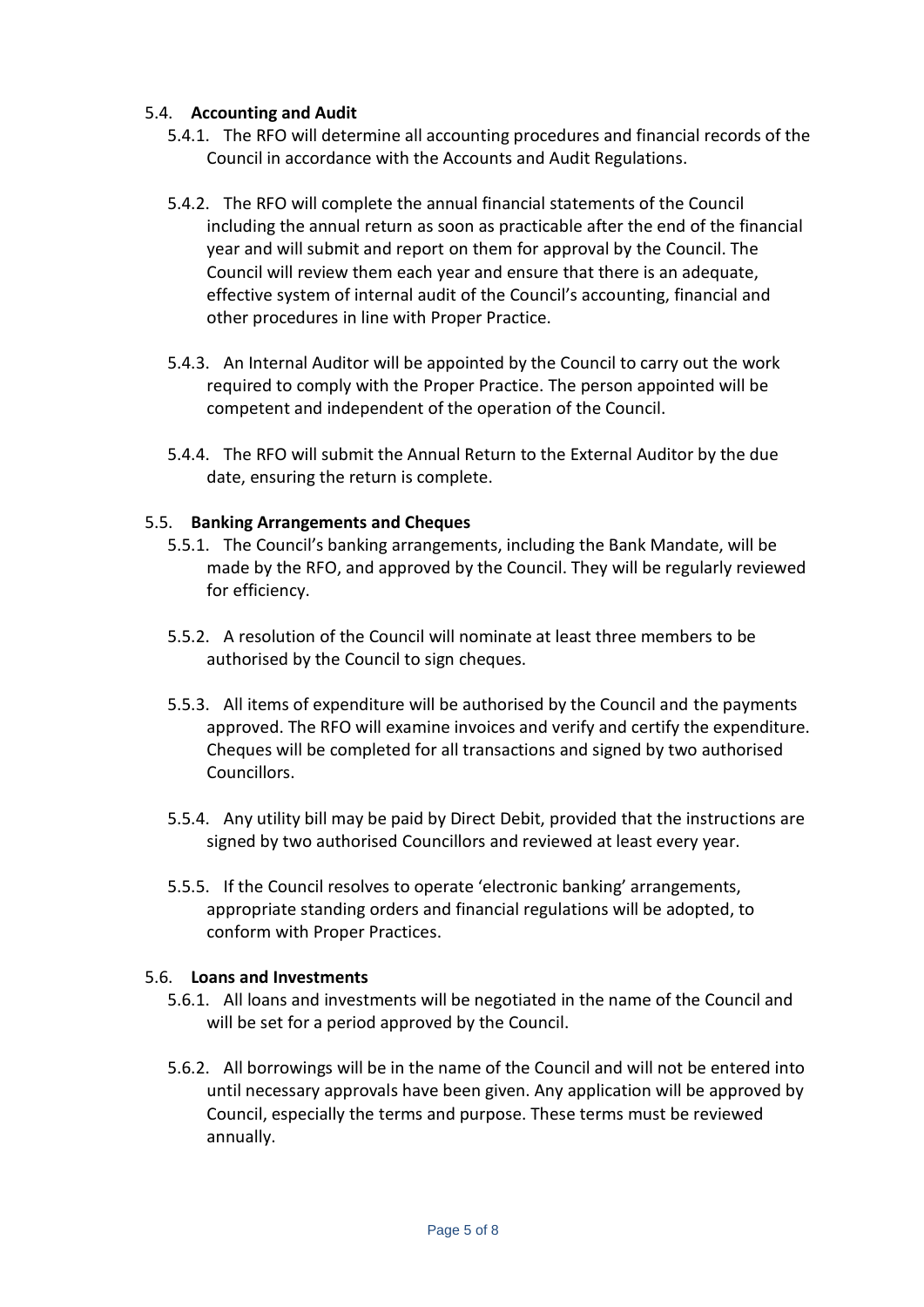### 5.4. **Accounting and Audit**

5.4.1. The RFO will determine all accounting procedures and financial records of the Council in accordance with the Accounts and Audit Regulations.

5.4.2. The RFO will complete the annual financial statements of the Council including the annual return as soon as practicable after the end of the financial year and will submit and report on them for approval by the Council. The Council will review them each year and ensure that there is an adequate, effective system of internal audit of the Council's accounting, financial and other procedures in line with Proper Practice.

5.4.3. An Internal Auditor will be appointed by the Council to carry out the work required to comply with the Proper Practice. The person appointed will be competent and independent of the operation of the Council.

5.4.4. The RFO will submit the Annual Return to the External Auditor by the due date, ensuring the return is complete.

### 5.5. **Banking Arrangements and Cheques**

5.5.1. The Council's banking arrangements, including the Bank Mandate, will be made by the RFO, and approved by the Council. They will be regularly reviewed for efficiency.

5.5.2. A resolution of the Council will nominate at least three members to be authorised by the Council to sign cheques.

5.5.3. All items of expenditure will be authorised by the Council and the payments approved. The RFO will examine invoices and verify and certify the expenditure. Cheques will be completed for all transactions and signed by two authorised Councillors.

5.5.4. Any utility bill may be paid by Direct Debit, provided that the instructions are signed by two authorised Councillors and reviewed at least every year.

5.5.5. If the Council resolves to operate 'electronic banking' arrangements, appropriate standing orders and financial regulations will be adopted, to conform with Proper Practices.

### 5.6. **Loans and Investments**

5.6.1. All loans and investments will be negotiated in the name of the Council and will be set for a period approved by the Council.

5.6.2. All borrowings will be in the name of the Council and will not be entered into until necessary approvals have been given. Any application will be approved by Council, especially the terms and purpose. These terms must be reviewed annually.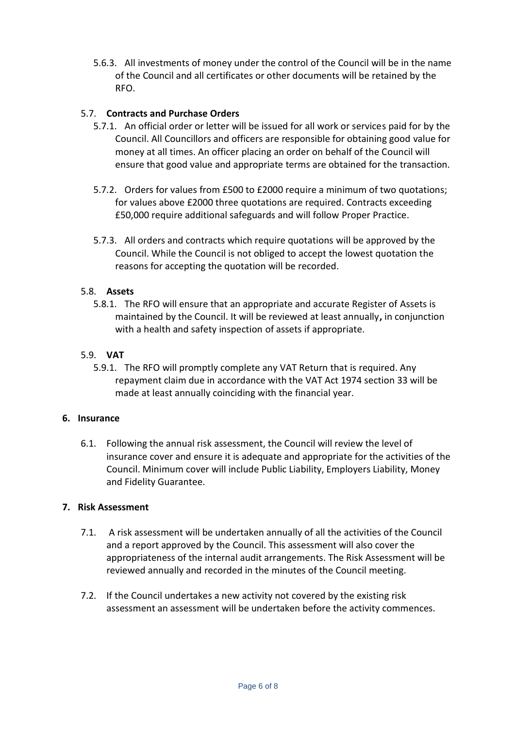5.6.3. All investments of money under the control of the Council will be in the name of the Council and all certificates or other documents will be retained by the RFO.

5.7. **Contracts and Purchase Orders**

5.7.1. An official order or letter will be issued for all work or services paid for by the Council. All Councillors and officers are responsible for obtaining good value for money at all times. An officer placing an order on behalf of the Council will ensure that good value and appropriate terms are obtained for the transaction.

5.7.2. Orders for values from £500 to £2000 require a minimum of two quotations; for values above £2000 three quotations are required. Contracts exceeding £50,000 require additional safeguards and will follow Proper Practice.

5.7.3. All orders and contracts which require quotations will be approved by the Council. While the Council is not obliged to accept the lowest quotation the reasons for accepting the quotation will be recorded.

5.8. **Assets**

5.8.1. The RFO will ensure that an appropriate and accurate Register of Assets is maintained by the Council. It will be reviewed at least annually**,** in conjunction with a health and safety inspection of assets if appropriate.

5.9. **VAT**

5.9.1. The RFO will promptly complete any VAT Return that is required. Any repayment claim due in accordance with the VAT Act 1974 section 33 will be made at least annually coinciding with the financial year.

## 6. Insurance

6.1. Following the annual risk assessment, the Council will review the level of insurance cover and ensure it is adequate and appropriate for the activities of the Council. Minimum cover will include Public Liability, Employers Liability, Money and Fidelity Guarantee.

## 7. Risk Assessment

7.1. A risk assessment will be undertaken annually of all the activities of the Council and a report approved by the Council. This assessment will also cover the appropriateness of the internal audit arrangements. The Risk Assessment will be reviewed annually and recorded in the minutes of the Council meeting.

7.2. If the Council undertakes a new activity not covered by the existing risk assessment an assessment will be undertaken before the activity commences.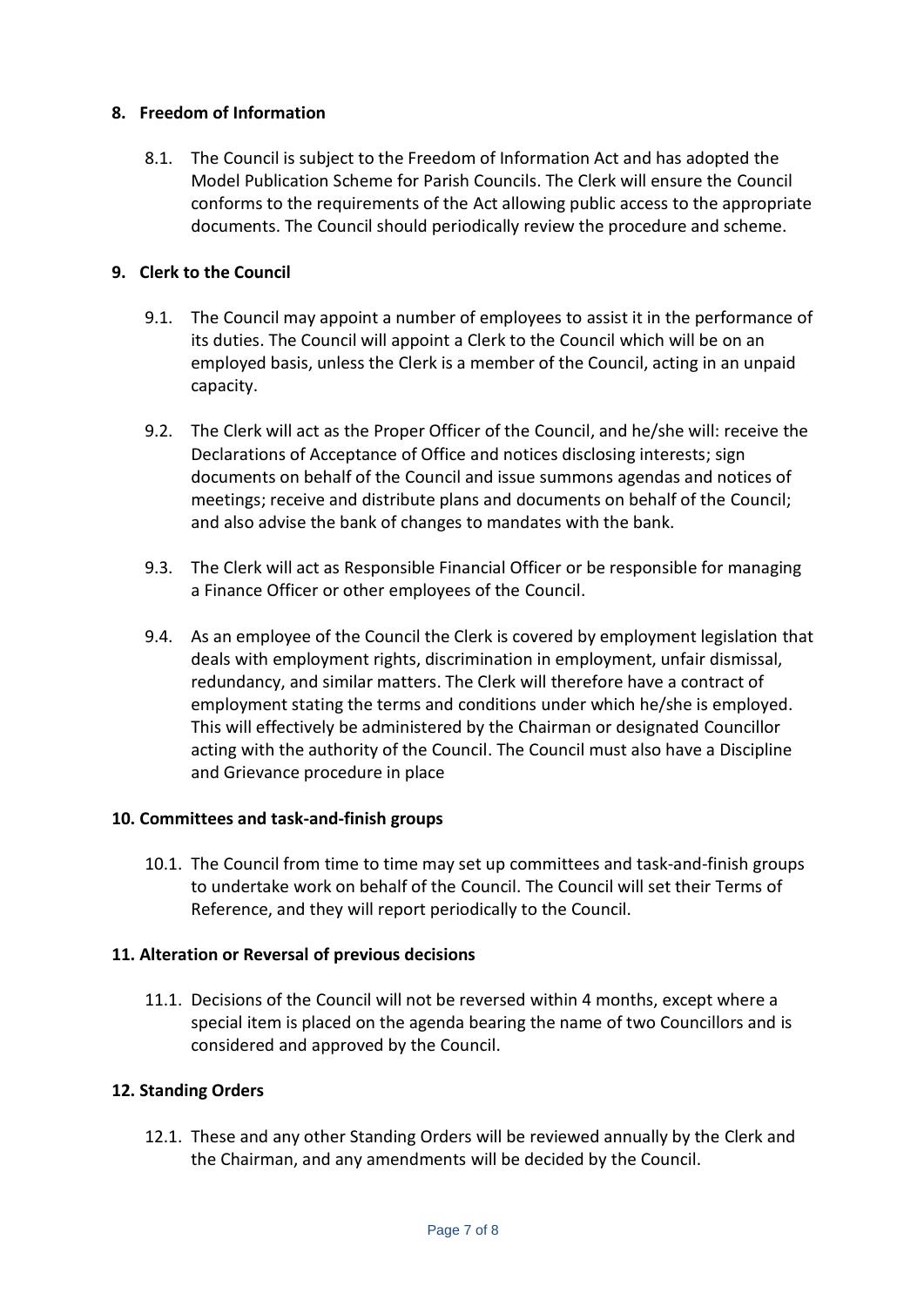## 8. Freedom of Information

8.1. The Council is subject to the Freedom of Information Act and has adopted the Model Publication Scheme for Parish Councils. The Clerk will ensure the Council conforms to the requirements of the Act allowing public access to the appropriate documents. The Council should periodically review the procedure and scheme.

## 9. Clerk to the Council

9.1. The Council may appoint a number of employees to assist it in the performance of its duties. The Council will appoint a Clerk to the Council which will be on an employed basis, unless the Clerk is a member of the Council, acting in an unpaid capacity.

9.2. The Clerk will act as the Proper Officer of the Council, and he/she will: receive the Declarations of Acceptance of Office and notices disclosing interests; sign documents on behalf of the Council and issue summons agendas and notices of meetings; receive and distribute plans and documents on behalf of the Council; and also advise the bank of changes to mandates with the bank.

9.3. The Clerk will act as Responsible Financial Officer or be responsible for managing a Finance Officer or other employees of the Council.

9.4. As an employee of the Council the Clerk is covered by employment legislation that deals with employment rights, discrimination in employment, unfair dismissal, redundancy, and similar matters. The Clerk will therefore have a contract of employment stating the terms and conditions under which he/she is employed. This will effectively be administered by the Chairman or designated Councillor acting with the authority of the Council. The Council must also have a Discipline and Grievance procedure in place

## 10. Committees and task-and-finish groups

10.1. The Council from time to time may set up committees and task-and-finish groups to undertake work on behalf of the Council. The Council will set their Terms of Reference, and they will report periodically to the Council.

## 11. Alteration or Reversal of previous decisions

11.1. Decisions of the Council will not be reversed within 4 months, except where a special item is placed on the agenda bearing the name of two Councillors and is considered and approved by the Council.

## 12. Standing Orders

12.1. These and any other Standing Orders will be reviewed annually by the Clerk and the Chairman, and any amendments will be decided by the Council.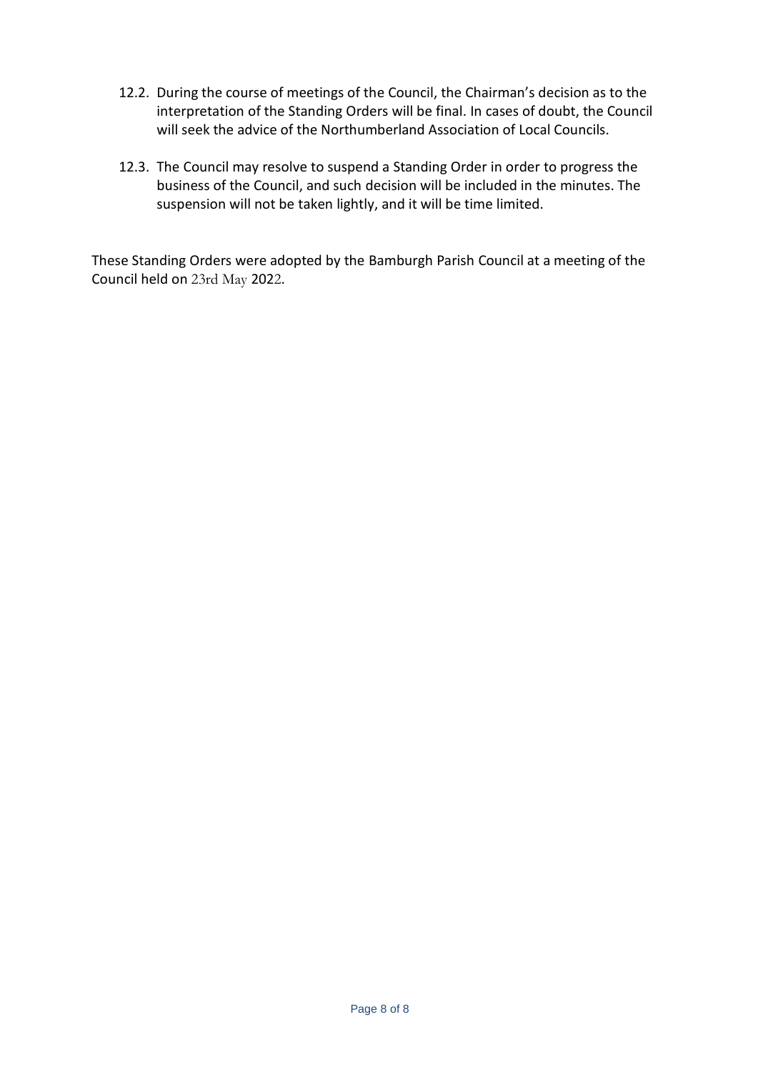12.2. During the course of meetings of the Council, the Chairman's decision as to the interpretation of the Standing Orders will be final. In cases of doubt, the Council will seek the advice of the Northumberland Association of Local Councils.

12.3. The Council may resolve to suspend a Standing Order in order to progress the business of the Council, and such decision will be included in the minutes. The suspension will not be taken lightly, and it will be time limited.

These Standing Orders were adopted by the Bamburgh Parish Council at a meeting of the Council held on 23rd May 2022.